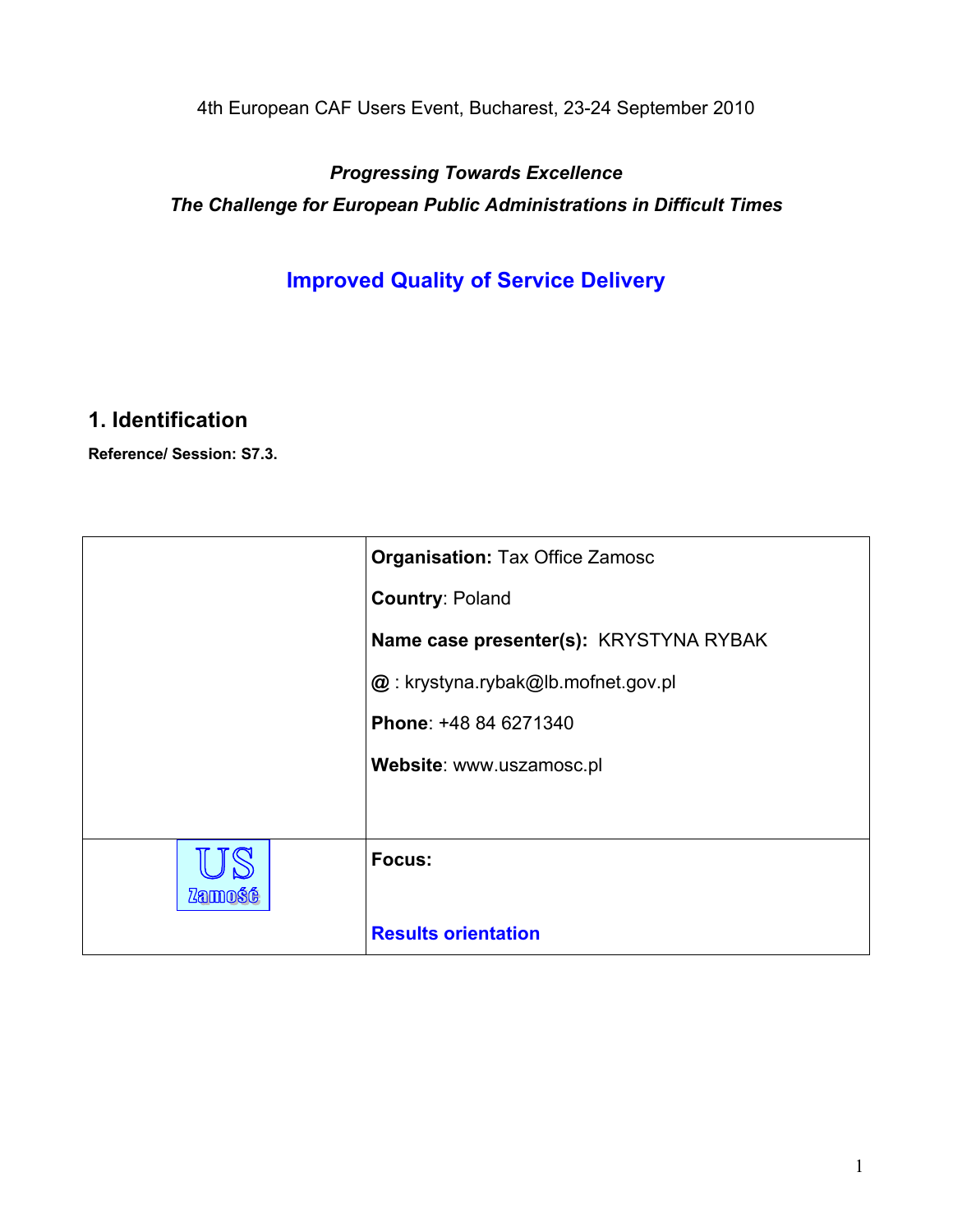4th European CAF Users Event, Bucharest, 23-24 September 2010

***Progressing Towards Excellence***

***The Challenge for European Public Administrations in Difficult Times***

## Improved Quality of Service Delivery

## 1. Identification

**Reference/ Session: S7.3.**

| | |
|---|---|
| | **Organisation:** Tax Office Zamosc<br><br>**Country**: Poland<br><br>**Name case presenter(s):** KRYSTYNA RYBAK<br><br>**@** : krystyna.rybak@lb.mofnet.gov.pl<br><br>**Phone**: +48 84 6271340<br><br>**Website**: www.uszamosc.pl |
| US Zamość | **Focus:**<br><br>**Results orientation** |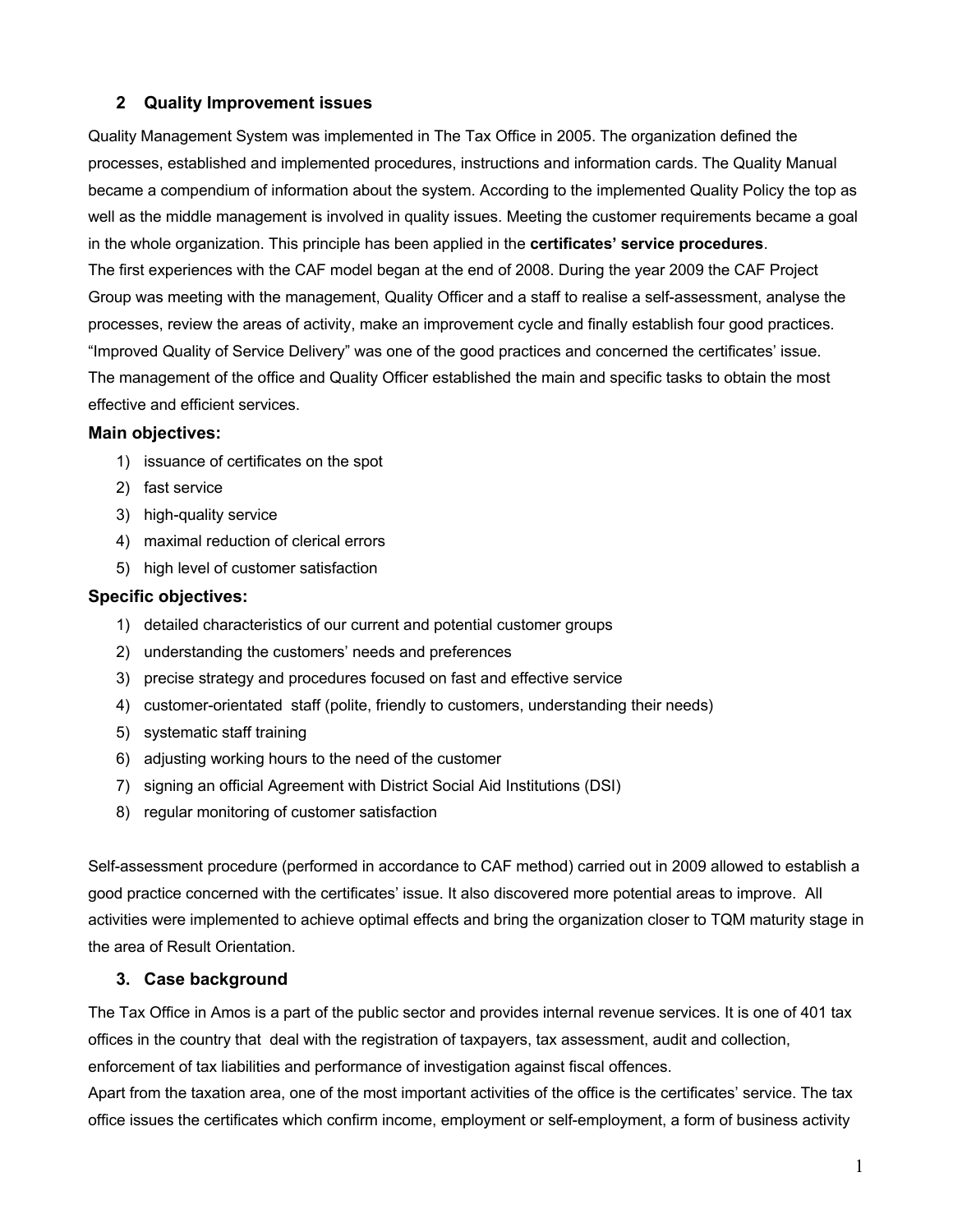## 2 Quality Improvement issues

Quality Management System was implemented in The Tax Office in 2005. The organization defined the processes, established and implemented procedures, instructions and information cards. The Quality Manual became a compendium of information about the system. According to the implemented Quality Policy the top as well as the middle management is involved in quality issues. Meeting the customer requirements became a goal in the whole organization. This principle has been applied in the **certificates' service procedures**.

The first experiences with the CAF model began at the end of 2008. During the year 2009 the CAF Project Group was meeting with the management, Quality Officer and a staff to realise a self-assessment, analyse the processes, review the areas of activity, make an improvement cycle and finally establish four good practices. "Improved Quality of Service Delivery" was one of the good practices and concerned the certificates' issue.

The management of the office and Quality Officer established the main and specific tasks to obtain the most effective and efficient services.

### Main objectives:

1) issuance of certificates on the spot
2) fast service
3) high-quality service
4) maximal reduction of clerical errors
5) high level of customer satisfaction

### Specific objectives:

1) detailed characteristics of our current and potential customer groups
2) understanding the customers' needs and preferences
3) precise strategy and procedures focused on fast and effective service
4) customer-orientated staff (polite, friendly to customers, understanding their needs)
5) systematic staff training
6) adjusting working hours to the need of the customer
7) signing an official Agreement with District Social Aid Institutions (DSI)
8) regular monitoring of customer satisfaction

Self-assessment procedure (performed in accordance to CAF method) carried out in 2009 allowed to establish a good practice concerned with the certificates' issue. It also discovered more potential areas to improve. All activities were implemented to achieve optimal effects and bring the organization closer to TQM maturity stage in the area of Result Orientation.

## 3. Case background

The Tax Office in Amos is a part of the public sector and provides internal revenue services. It is one of 401 tax offices in the country that deal with the registration of taxpayers, tax assessment, audit and collection, enforcement of tax liabilities and performance of investigation against fiscal offences.

Apart from the taxation area, one of the most important activities of the office is the certificates' service. The tax office issues the certificates which confirm income, employment or self-employment, a form of business activity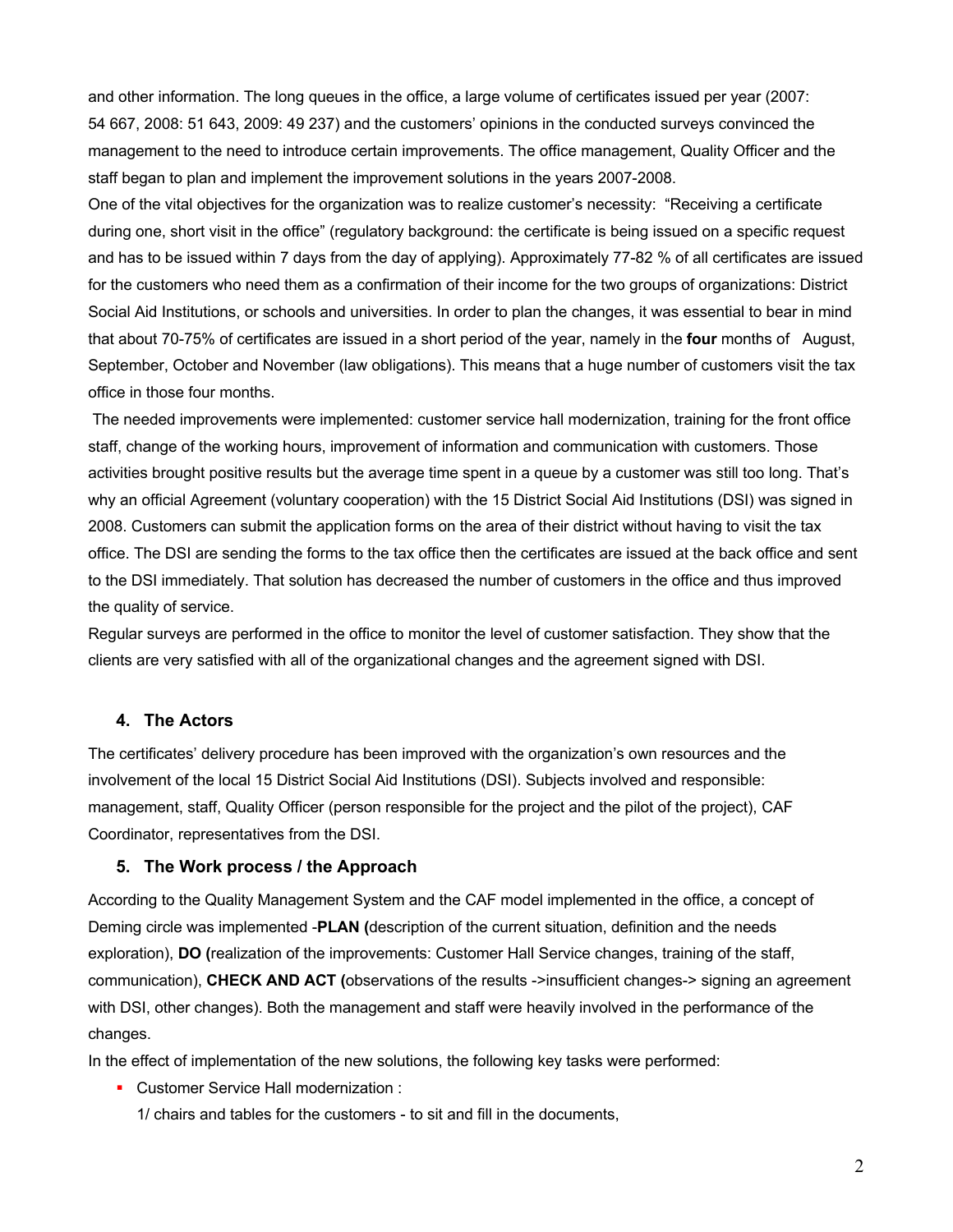and other information. The long queues in the office, a large volume of certificates issued per year (2007: 54 667, 2008: 51 643, 2009: 49 237) and the customers' opinions in the conducted surveys convinced the management to the need to introduce certain improvements. The office management, Quality Officer and the staff began to plan and implement the improvement solutions in the years 2007-2008.

One of the vital objectives for the organization was to realize customer's necessity: "Receiving a certificate during one, short visit in the office" (regulatory background: the certificate is being issued on a specific request and has to be issued within 7 days from the day of applying). Approximately 77-82 % of all certificates are issued for the customers who need them as a confirmation of their income for the two groups of organizations: District Social Aid Institutions, or schools and universities. In order to plan the changes, it was essential to bear in mind that about 70-75% of certificates are issued in a short period of the year, namely in the **four** months of August, September, October and November (law obligations). This means that a huge number of customers visit the tax office in those four months.

The needed improvements were implemented: customer service hall modernization, training for the front office staff, change of the working hours, improvement of information and communication with customers. Those activities brought positive results but the average time spent in a queue by a customer was still too long. That's why an official Agreement (voluntary cooperation) with the 15 District Social Aid Institutions (DSI) was signed in 2008. Customers can submit the application forms on the area of their district without having to visit the tax office. The DSI are sending the forms to the tax office then the certificates are issued at the back office and sent to the DSI immediately. That solution has decreased the number of customers in the office and thus improved the quality of service.

Regular surveys are performed in the office to monitor the level of customer satisfaction. They show that the clients are very satisfied with all of the organizational changes and the agreement signed with DSI.

## 4. The Actors

The certificates' delivery procedure has been improved with the organization's own resources and the involvement of the local 15 District Social Aid Institutions (DSI). Subjects involved and responsible: management, staff, Quality Officer (person responsible for the project and the pilot of the project), CAF Coordinator, representatives from the DSI.

## 5. The Work process / the Approach

According to the Quality Management System and the CAF model implemented in the office, a concept of Deming circle was implemented -**PLAN (**description of the current situation, definition and the needs exploration), **DO (**realization of the improvements: Customer Hall Service changes, training of the staff, communication), **CHECK AND ACT (**observations of the results ->insufficient changes-> signing an agreement with DSI, other changes). Both the management and staff were heavily involved in the performance of the changes.

In the effect of implementation of the new solutions, the following key tasks were performed:

- Customer Service Hall modernization :

  1/ chairs and tables for the customers - to sit and fill in the documents,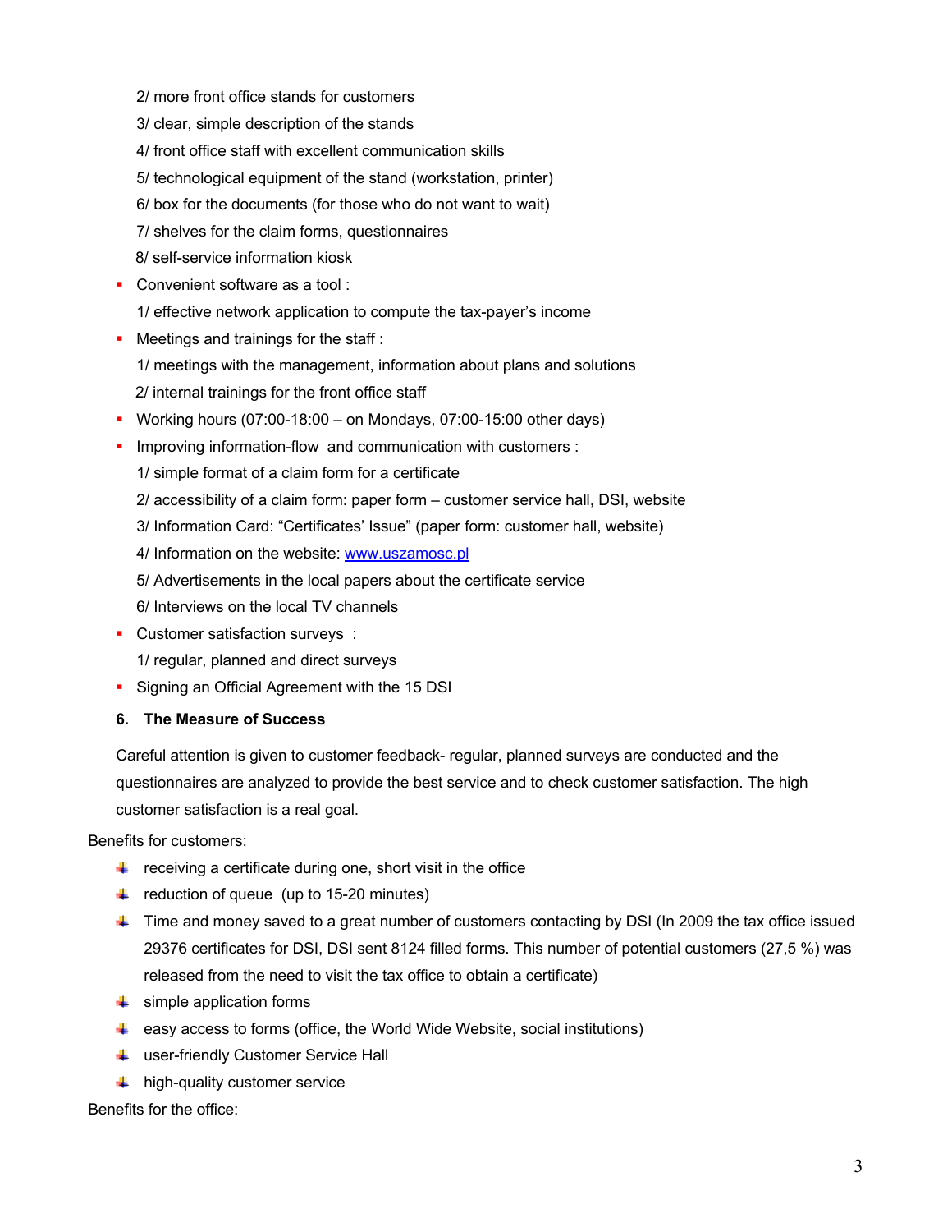2/ more front office stands for customers

3/ clear, simple description of the stands

4/ front office staff with excellent communication skills

5/ technological equipment of the stand (workstation, printer)

6/ box for the documents (for those who do not want to wait)

7/ shelves for the claim forms, questionnaires

8/ self-service information kiosk

- Convenient software as a tool :

  1/ effective network application to compute the tax-payer's income

- Meetings and trainings for the staff :

  1/ meetings with the management, information about plans and solutions

  2/ internal trainings for the front office staff

- Working hours (07:00-18:00 – on Mondays, 07:00-15:00 other days)
- Improving information-flow and communication with customers :

  1/ simple format of a claim form for a certificate

  2/ accessibility of a claim form: paper form – customer service hall, DSI, website

  3/ Information Card: "Certificates' Issue" (paper form: customer hall, website)

  4/ Information on the website: [www.uszamosc.pl](http://www.uszamosc.pl)

  5/ Advertisements in the local papers about the certificate service

  6/ Interviews on the local TV channels

- Customer satisfaction surveys :

  1/ regular, planned and direct surveys

- Signing an Official Agreement with the 15 DSI

## 6. The Measure of Success

Careful attention is given to customer feedback- regular, planned surveys are conducted and the questionnaires are analyzed to provide the best service and to check customer satisfaction. The high customer satisfaction is a real goal.

Benefits for customers:

- receiving a certificate during one, short visit in the office
- reduction of queue (up to 15-20 minutes)
- Time and money saved to a great number of customers contacting by DSI (In 2009 the tax office issued 29376 certificates for DSI, DSI sent 8124 filled forms. This number of potential customers (27,5 %) was released from the need to visit the tax office to obtain a certificate)
- simple application forms
- easy access to forms (office, the World Wide Website, social institutions)
- user-friendly Customer Service Hall
- high-quality customer service

Benefits for the office: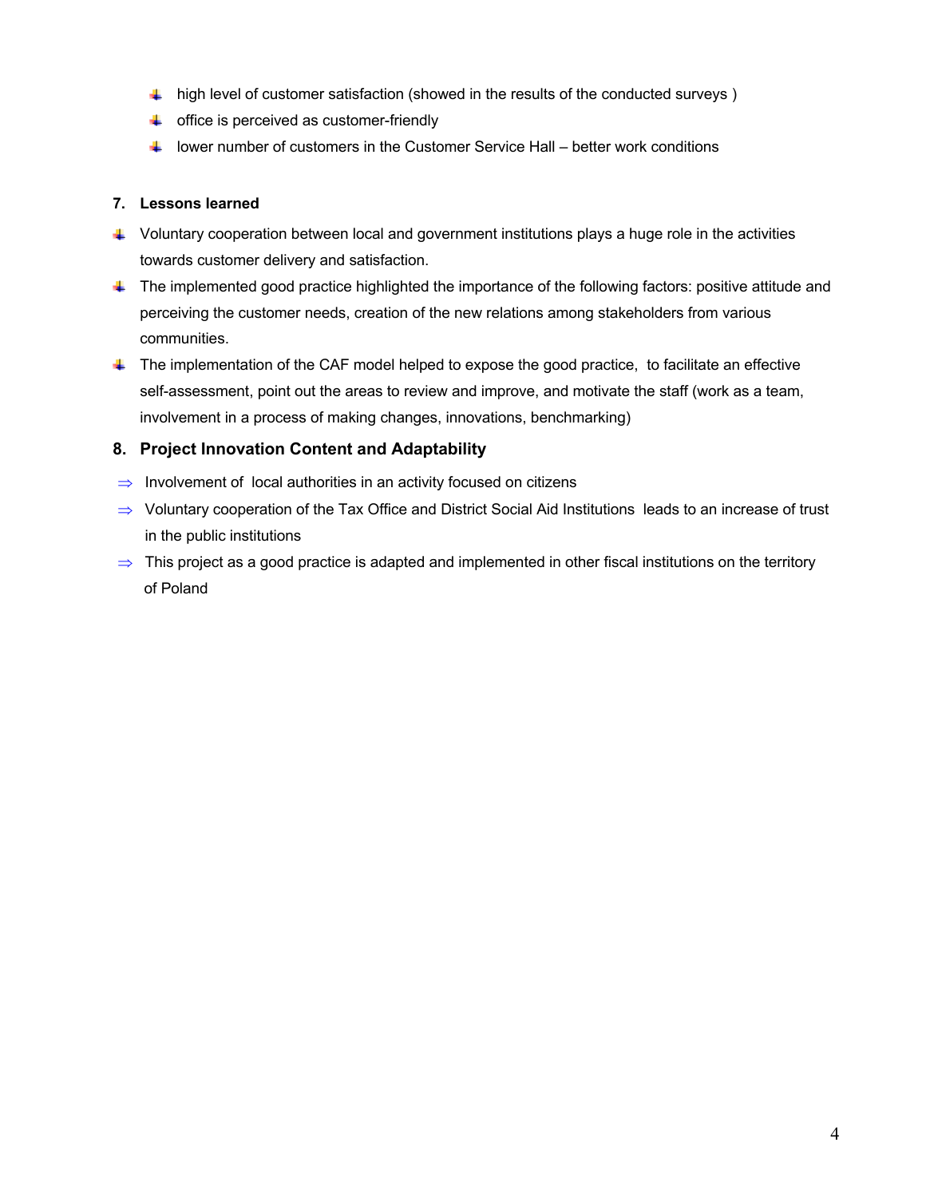- high level of customer satisfaction (showed in the results of the conducted surveys )
- office is perceived as customer-friendly
- lower number of customers in the Customer Service Hall – better work conditions

**7. Lessons learned**

- Voluntary cooperation between local and government institutions plays a huge role in the activities towards customer delivery and satisfaction.
- The implemented good practice highlighted the importance of the following factors: positive attitude and perceiving the customer needs, creation of the new relations among stakeholders from various communities.
- The implementation of the CAF model helped to expose the good practice, to facilitate an effective self-assessment, point out the areas to review and improve, and motivate the staff (work as a team, involvement in a process of making changes, innovations, benchmarking)

## 8. Project Innovation Content and Adaptability

- ⇒ Involvement of local authorities in an activity focused on citizens
- ⇒ Voluntary cooperation of the Tax Office and District Social Aid Institutions leads to an increase of trust in the public institutions
- ⇒ This project as a good practice is adapted and implemented in other fiscal institutions on the territory of Poland